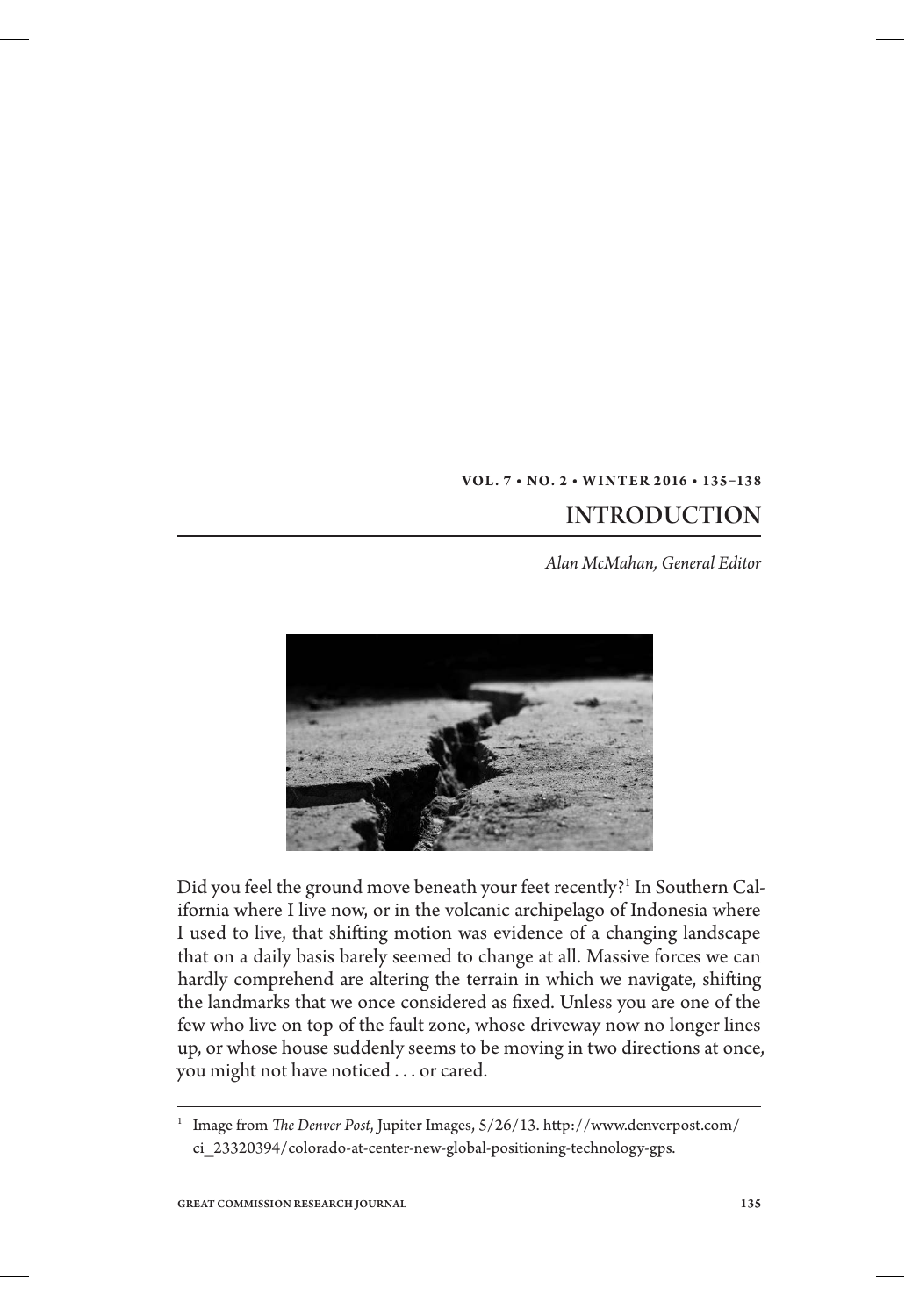# INTRODUCTION

*Alan McMahan, General Editor*

Did you feel the ground move beneath your feet recently?[1] In Southern California where I live now, or in the volcanic archipelago of Indonesia where I used to live, that shifting motion was evidence of a changing landscape that on a daily basis barely seemed to change at all. Massive forces we can hardly comprehend are altering the terrain in which we navigate, shifting the landmarks that we once considered as fixed. Unless you are one of the few who live on top of the fault zone, whose driveway now no longer lines up, or whose house suddenly seems to be moving in two directions at once, you might not have noticed . . . or cared.

---

[1] Image from *The Denver Post*, Jupiter Images, 5/26/13. http://www.denverpost.com/ci_23320394/colorado-at-center-new-global-positioning-technology-gps.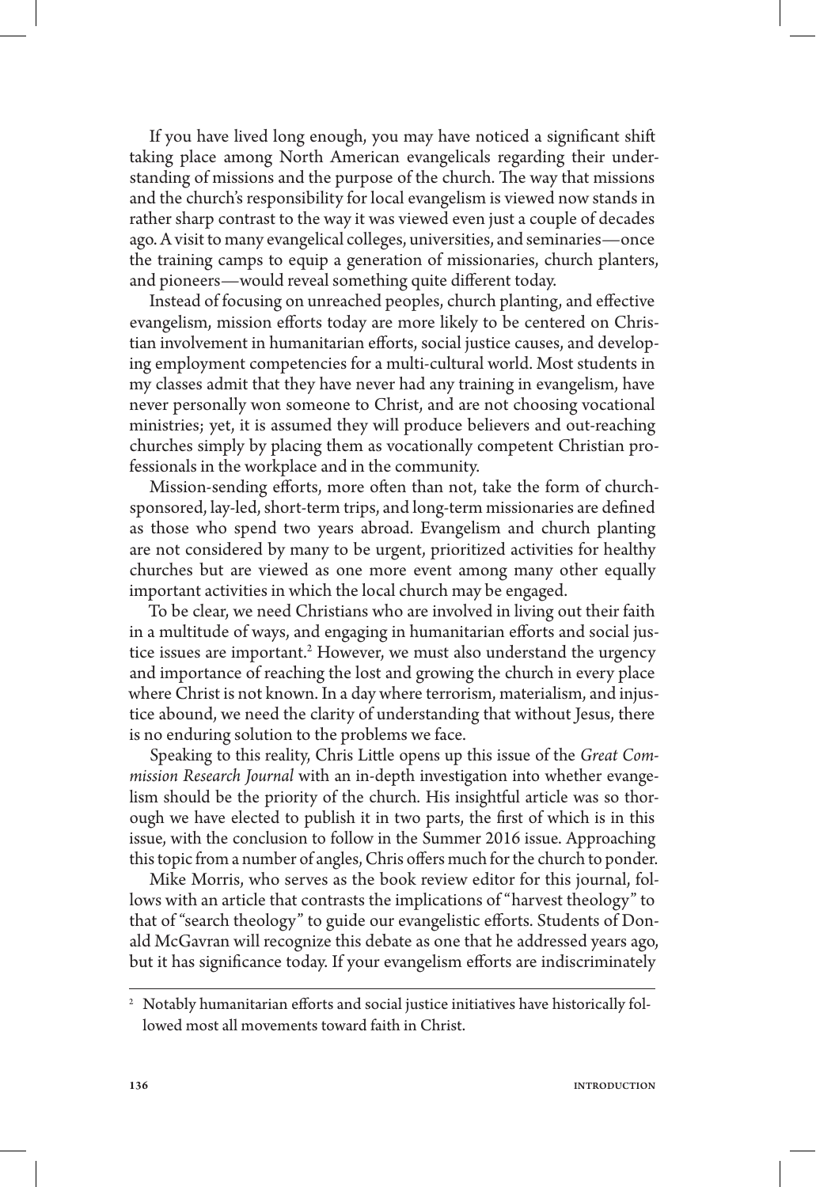If you have lived long enough, you may have noticed a significant shift taking place among North American evangelicals regarding their understanding of missions and the purpose of the church. The way that missions and the church's responsibility for local evangelism is viewed now stands in rather sharp contrast to the way it was viewed even just a couple of decades ago. A visit to many evangelical colleges, universities, and seminaries—once the training camps to equip a generation of missionaries, church planters, and pioneers—would reveal something quite different today.

Instead of focusing on unreached peoples, church planting, and effective evangelism, mission efforts today are more likely to be centered on Christian involvement in humanitarian efforts, social justice causes, and developing employment competencies for a multi-cultural world. Most students in my classes admit that they have never had any training in evangelism, have never personally won someone to Christ, and are not choosing vocational ministries; yet, it is assumed they will produce believers and out-reaching churches simply by placing them as vocationally competent Christian professionals in the workplace and in the community.

Mission-sending efforts, more often than not, take the form of church-sponsored, lay-led, short-term trips, and long-term missionaries are defined as those who spend two years abroad. Evangelism and church planting are not considered by many to be urgent, prioritized activities for healthy churches but are viewed as one more event among many other equally important activities in which the local church may be engaged.

To be clear, we need Christians who are involved in living out their faith in a multitude of ways, and engaging in humanitarian efforts and social justice issues are important.[2] However, we must also understand the urgency and importance of reaching the lost and growing the church in every place where Christ is not known. In a day where terrorism, materialism, and injustice abound, we need the clarity of understanding that without Jesus, there is no enduring solution to the problems we face.

Speaking to this reality, Chris Little opens up this issue of the *Great Commission Research Journal* with an in-depth investigation into whether evangelism should be the priority of the church. His insightful article was so thorough we have elected to publish it in two parts, the first of which is in this issue, with the conclusion to follow in the Summer 2016 issue. Approaching this topic from a number of angles, Chris offers much for the church to ponder.

Mike Morris, who serves as the book review editor for this journal, follows with an article that contrasts the implications of "harvest theology" to that of "search theology" to guide our evangelistic efforts. Students of Donald McGavran will recognize this debate as one that he addressed years ago, but it has significance today. If your evangelism efforts are indiscriminately

---

[2] Notably humanitarian efforts and social justice initiatives have historically followed most all movements toward faith in Christ.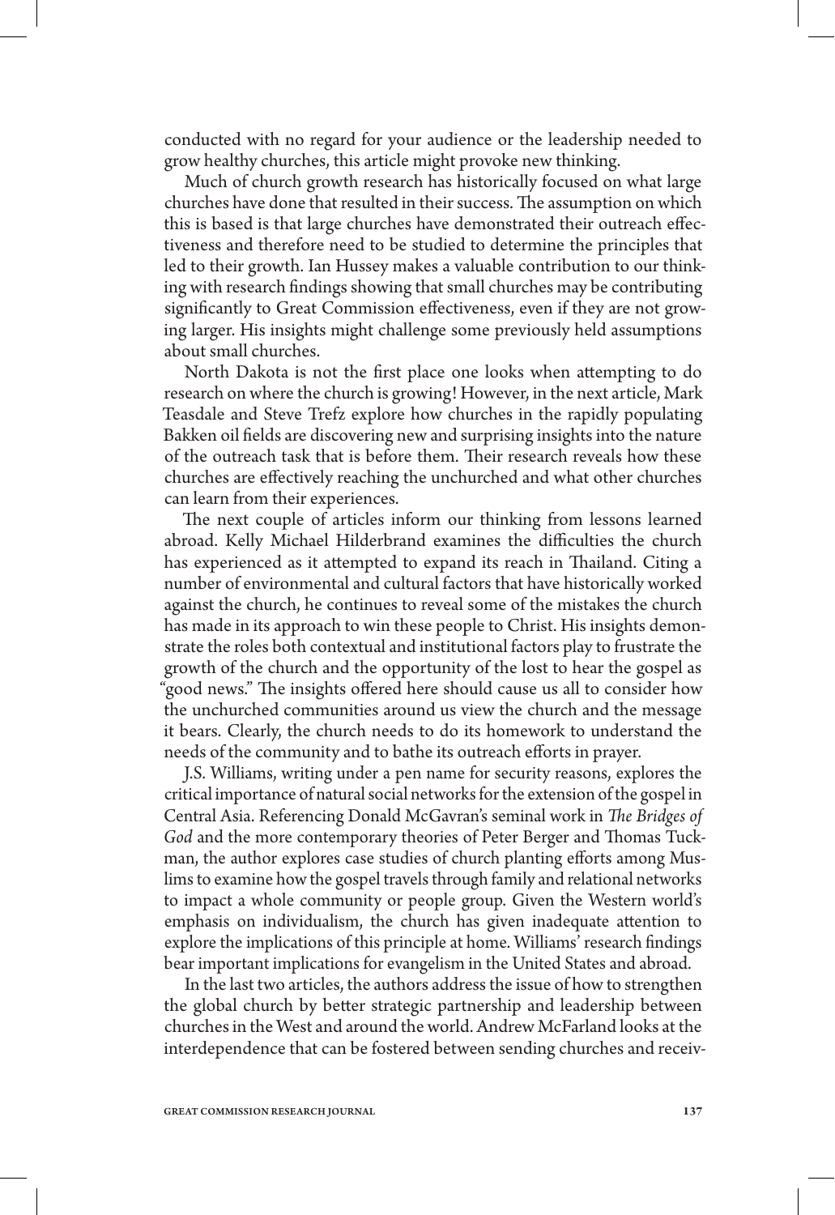conducted with no regard for your audience or the leadership needed to grow healthy churches, this article might provoke new thinking.

Much of church growth research has historically focused on what large churches have done that resulted in their success. The assumption on which this is based is that large churches have demonstrated their outreach effectiveness and therefore need to be studied to determine the principles that led to their growth. Ian Hussey makes a valuable contribution to our thinking with research findings showing that small churches may be contributing significantly to Great Commission effectiveness, even if they are not growing larger. His insights might challenge some previously held assumptions about small churches.

North Dakota is not the first place one looks when attempting to do research on where the church is growing! However, in the next article, Mark Teasdale and Steve Trefz explore how churches in the rapidly populating Bakken oil fields are discovering new and surprising insights into the nature of the outreach task that is before them. Their research reveals how these churches are effectively reaching the unchurched and what other churches can learn from their experiences.

The next couple of articles inform our thinking from lessons learned abroad. Kelly Michael Hilderbrand examines the difficulties the church has experienced as it attempted to expand its reach in Thailand. Citing a number of environmental and cultural factors that have historically worked against the church, he continues to reveal some of the mistakes the church has made in its approach to win these people to Christ. His insights demonstrate the roles both contextual and institutional factors play to frustrate the growth of the church and the opportunity of the lost to hear the gospel as "good news." The insights offered here should cause us all to consider how the unchurched communities around us view the church and the message it bears. Clearly, the church needs to do its homework to understand the needs of the community and to bathe its outreach efforts in prayer.

J.S. Williams, writing under a pen name for security reasons, explores the critical importance of natural social networks for the extension of the gospel in Central Asia. Referencing Donald McGavran's seminal work in *The Bridges of God* and the more contemporary theories of Peter Berger and Thomas Tuckman, the author explores case studies of church planting efforts among Muslims to examine how the gospel travels through family and relational networks to impact a whole community or people group. Given the Western world's emphasis on individualism, the church has given inadequate attention to explore the implications of this principle at home. Williams' research findings bear important implications for evangelism in the United States and abroad.

In the last two articles, the authors address the issue of how to strengthen the global church by better strategic partnership and leadership between churches in the West and around the world. Andrew McFarland looks at the interdependence that can be fostered between sending churches and receiv-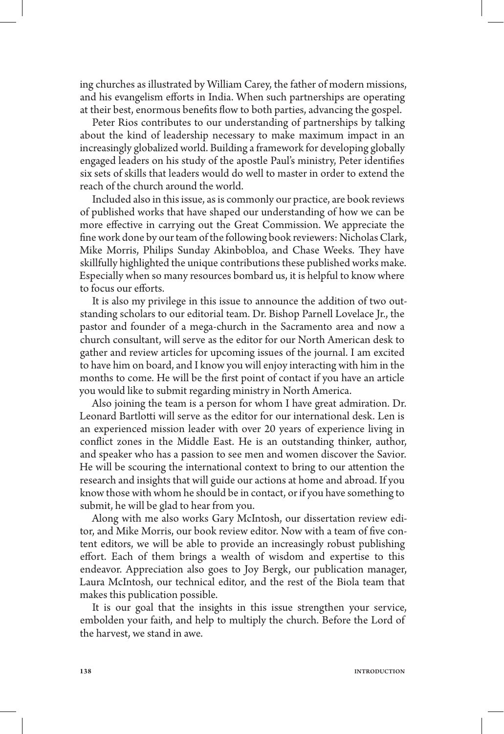ing churches as illustrated by William Carey, the father of modern missions, and his evangelism efforts in India. When such partnerships are operating at their best, enormous benefits flow to both parties, advancing the gospel.

Peter Rios contributes to our understanding of partnerships by talking about the kind of leadership necessary to make maximum impact in an increasingly globalized world. Building a framework for developing globally engaged leaders on his study of the apostle Paul's ministry, Peter identifies six sets of skills that leaders would do well to master in order to extend the reach of the church around the world.

Included also in this issue, as is commonly our practice, are book reviews of published works that have shaped our understanding of how we can be more effective in carrying out the Great Commission. We appreciate the fine work done by our team of the following book reviewers: Nicholas Clark, Mike Morris, Philips Sunday Akinbobloa, and Chase Weeks. They have skillfully highlighted the unique contributions these published works make. Especially when so many resources bombard us, it is helpful to know where to focus our efforts.

It is also my privilege in this issue to announce the addition of two outstanding scholars to our editorial team. Dr. Bishop Parnell Lovelace Jr., the pastor and founder of a mega-church in the Sacramento area and now a church consultant, will serve as the editor for our North American desk to gather and review articles for upcoming issues of the journal. I am excited to have him on board, and I know you will enjoy interacting with him in the months to come. He will be the first point of contact if you have an article you would like to submit regarding ministry in North America.

Also joining the team is a person for whom I have great admiration. Dr. Leonard Bartlotti will serve as the editor for our international desk. Len is an experienced mission leader with over 20 years of experience living in conflict zones in the Middle East. He is an outstanding thinker, author, and speaker who has a passion to see men and women discover the Savior. He will be scouring the international context to bring to our attention the research and insights that will guide our actions at home and abroad. If you know those with whom he should be in contact, or if you have something to submit, he will be glad to hear from you.

Along with me also works Gary McIntosh, our dissertation review editor, and Mike Morris, our book review editor. Now with a team of five content editors, we will be able to provide an increasingly robust publishing effort. Each of them brings a wealth of wisdom and expertise to this endeavor. Appreciation also goes to Joy Bergk, our publication manager, Laura McIntosh, our technical editor, and the rest of the Biola team that makes this publication possible.

It is our goal that the insights in this issue strengthen your service, embolden your faith, and help to multiply the church. Before the Lord of the harvest, we stand in awe.